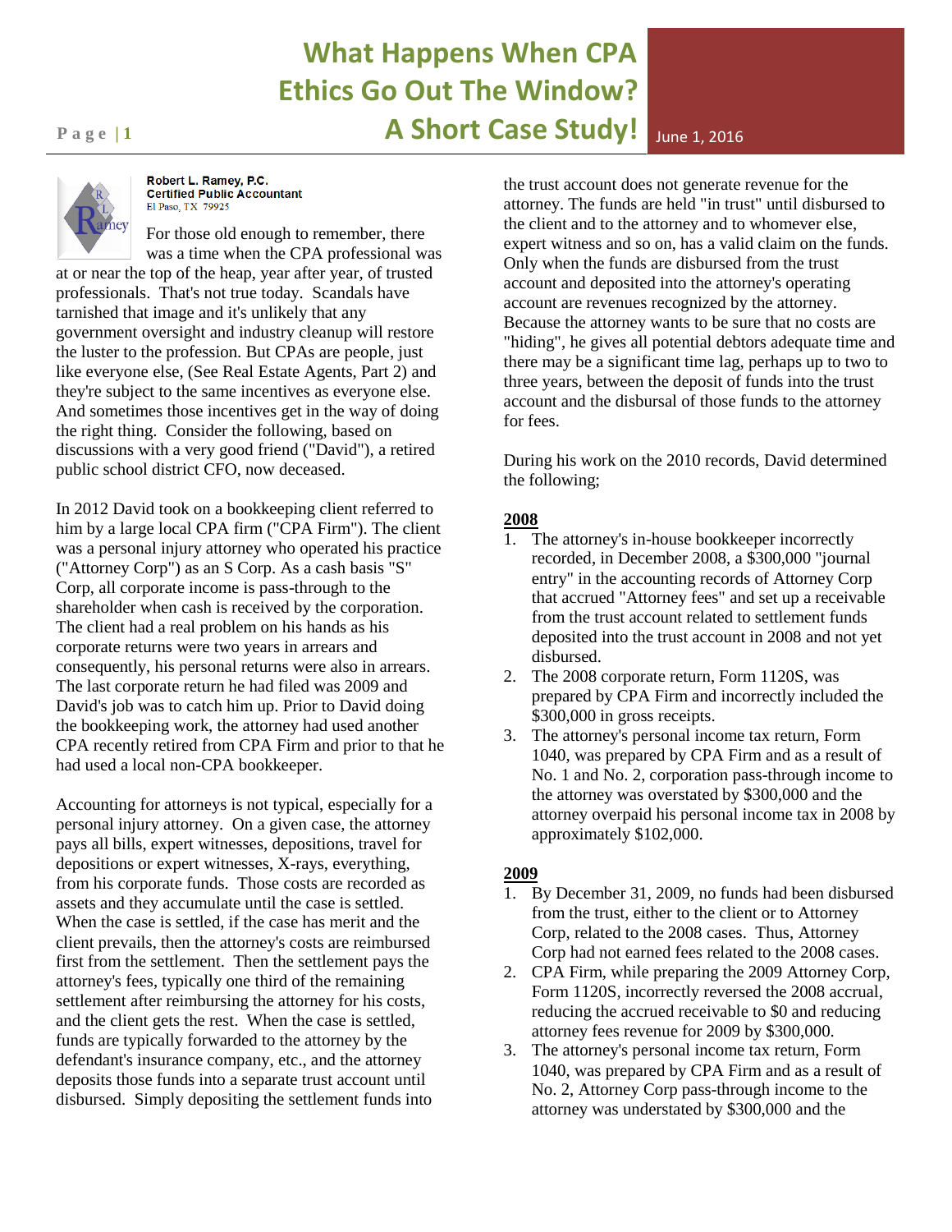# What Happens When CPA Ethics Go Out The Window? A Short Case Study!

June 1, 2016

**Robert L. Ramey, P.C.**
**Certified Public Accountant**
El Paso, TX 79925

For those old enough to remember, there was a time when the CPA professional was at or near the top of the heap, year after year, of trusted professionals. That's not true today. Scandals have tarnished that image and it's unlikely that any government oversight and industry cleanup will restore the luster to the profession. But CPAs are people, just like everyone else, (See Real Estate Agents, Part 2) and they're subject to the same incentives as everyone else. And sometimes those incentives get in the way of doing the right thing. Consider the following, based on discussions with a very good friend ("David"), a retired public school district CFO, now deceased.

In 2012 David took on a bookkeeping client referred to him by a large local CPA firm ("CPA Firm"). The client was a personal injury attorney who operated his practice ("Attorney Corp") as an S Corp. As a cash basis "S" Corp, all corporate income is pass-through to the shareholder when cash is received by the corporation. The client had a real problem on his hands as his corporate returns were two years in arrears and consequently, his personal returns were also in arrears. The last corporate return he had filed was 2009 and David's job was to catch him up. Prior to David doing the bookkeeping work, the attorney had used another CPA recently retired from CPA Firm and prior to that he had used a local non-CPA bookkeeper.

Accounting for attorneys is not typical, especially for a personal injury attorney. On a given case, the attorney pays all bills, expert witnesses, depositions, travel for depositions or expert witnesses, X-rays, everything, from his corporate funds. Those costs are recorded as assets and they accumulate until the case is settled. When the case is settled, if the case has merit and the client prevails, then the attorney's costs are reimbursed first from the settlement. Then the settlement pays the attorney's fees, typically one third of the remaining settlement after reimbursing the attorney for his costs, and the client gets the rest. When the case is settled, funds are typically forwarded to the attorney by the defendant's insurance company, etc., and the attorney deposits those funds into a separate trust account until disbursed. Simply depositing the settlement funds into the trust account does not generate revenue for the attorney. The funds are held "in trust" until disbursed to the client and to the attorney and to whomever else, expert witness and so on, has a valid claim on the funds. Only when the funds are disbursed from the trust account and deposited into the attorney's operating account are revenues recognized by the attorney. Because the attorney wants to be sure that no costs are "hiding", he gives all potential debtors adequate time and there may be a significant time lag, perhaps up to two to three years, between the deposit of funds into the trust account and the disbursal of those funds to the attorney for fees.

During his work on the 2010 records, David determined the following;

**2008**

1. The attorney's in-house bookkeeper incorrectly recorded, in December 2008, a $300,000 "journal entry" in the accounting records of Attorney Corp that accrued "Attorney fees" and set up a receivable from the trust account related to settlement funds deposited into the trust account in 2008 and not yet disbursed.
2. The 2008 corporate return, Form 1120S, was prepared by CPA Firm and incorrectly included the $300,000 in gross receipts.
3. The attorney's personal income tax return, Form 1040, was prepared by CPA Firm and as a result of No. 1 and No. 2, corporation pass-through income to the attorney was overstated by $300,000 and the attorney overpaid his personal income tax in 2008 by approximately $102,000.

**2009**

1. By December 31, 2009, no funds had been disbursed from the trust, either to the client or to Attorney Corp, related to the 2008 cases. Thus, Attorney Corp had not earned fees related to the 2008 cases.
2. CPA Firm, while preparing the 2009 Attorney Corp, Form 1120S, incorrectly reversed the 2008 accrual, reducing the accrued receivable to $0 and reducing attorney fees revenue for 2009 by $300,000.
3. The attorney's personal income tax return, Form 1040, was prepared by CPA Firm and as a result of No. 2, Attorney Corp pass-through income to the attorney was understated by $300,000 and the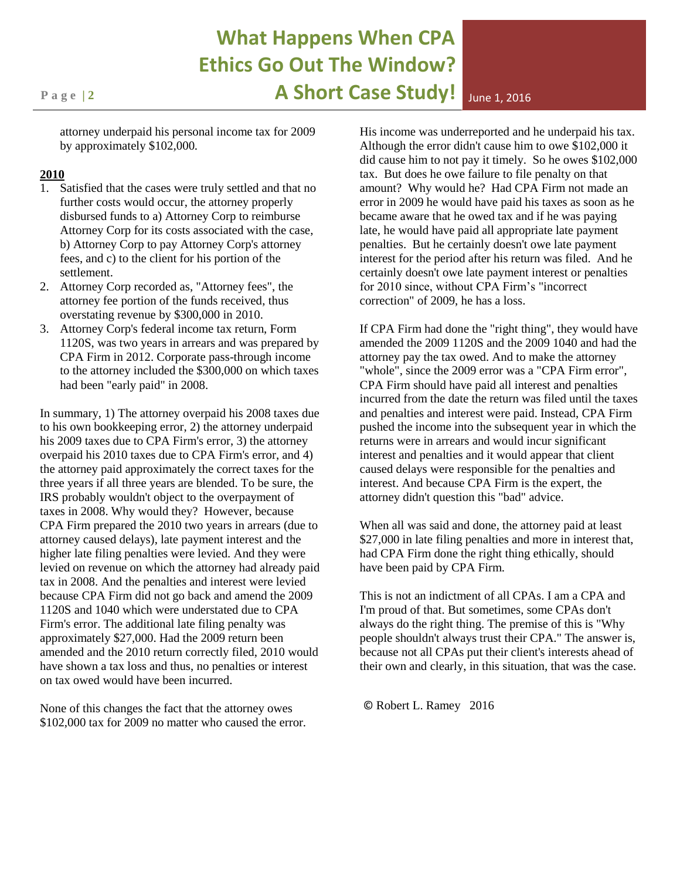attorney underpaid his personal income tax for 2009 by approximately $102,000.

**2010**

1. Satisfied that the cases were truly settled and that no further costs would occur, the attorney properly disbursed funds to a) Attorney Corp to reimburse Attorney Corp for its costs associated with the case, b) Attorney Corp to pay Attorney Corp's attorney fees, and c) to the client for his portion of the settlement.
2. Attorney Corp recorded as, "Attorney fees", the attorney fee portion of the funds received, thus overstating revenue by $300,000 in 2010.
3. Attorney Corp's federal income tax return, Form 1120S, was two years in arrears and was prepared by CPA Firm in 2012. Corporate pass-through income to the attorney included the $300,000 on which taxes had been "early paid" in 2008.

In summary, 1) The attorney overpaid his 2008 taxes due to his own bookkeeping error, 2) the attorney underpaid his 2009 taxes due to CPA Firm's error, 3) the attorney overpaid his 2010 taxes due to CPA Firm's error, and 4) the attorney paid approximately the correct taxes for the three years if all three years are blended. To be sure, the IRS probably wouldn't object to the overpayment of taxes in 2008. Why would they? However, because CPA Firm prepared the 2010 two years in arrears (due to attorney caused delays), late payment interest and the higher late filing penalties were levied. And they were levied on revenue on which the attorney had already paid tax in 2008. And the penalties and interest were levied because CPA Firm did not go back and amend the 2009 1120S and 1040 which were understated due to CPA Firm's error. The additional late filing penalty was approximately $27,000. Had the 2009 return been amended and the 2010 return correctly filed, 2010 would have shown a tax loss and thus, no penalties or interest on tax owed would have been incurred.

None of this changes the fact that the attorney owes $102,000 tax for 2009 no matter who caused the error. His income was underreported and he underpaid his tax. Although the error didn't cause him to owe $102,000 it did cause him to not pay it timely. So he owes $102,000 tax. But does he owe failure to file penalty on that amount? Why would he? Had CPA Firm not made an error in 2009 he would have paid his taxes as soon as he became aware that he owed tax and if he was paying late, he would have paid all appropriate late payment penalties. But he certainly doesn't owe late payment interest for the period after his return was filed. And he certainly doesn't owe late payment interest or penalties for 2010 since, without CPA Firm's "incorrect correction" of 2009, he has a loss.

If CPA Firm had done the "right thing", they would have amended the 2009 1120S and the 2009 1040 and had the attorney pay the tax owed. And to make the attorney "whole", since the 2009 error was a "CPA Firm error", CPA Firm should have paid all interest and penalties incurred from the date the return was filed until the taxes and penalties and interest were paid. Instead, CPA Firm pushed the income into the subsequent year in which the returns were in arrears and would incur significant interest and penalties and it would appear that client caused delays were responsible for the penalties and interest. And because CPA Firm is the expert, the attorney didn't question this "bad" advice.

When all was said and done, the attorney paid at least $27,000 in late filing penalties and more in interest that, had CPA Firm done the right thing ethically, should have been paid by CPA Firm.

This is not an indictment of all CPAs. I am a CPA and I'm proud of that. But sometimes, some CPAs don't always do the right thing. The premise of this is "Why people shouldn't always trust their CPA." The answer is, because not all CPAs put their client's interests ahead of their own and clearly, in this situation, that was the case.

© Robert L. Ramey 2016